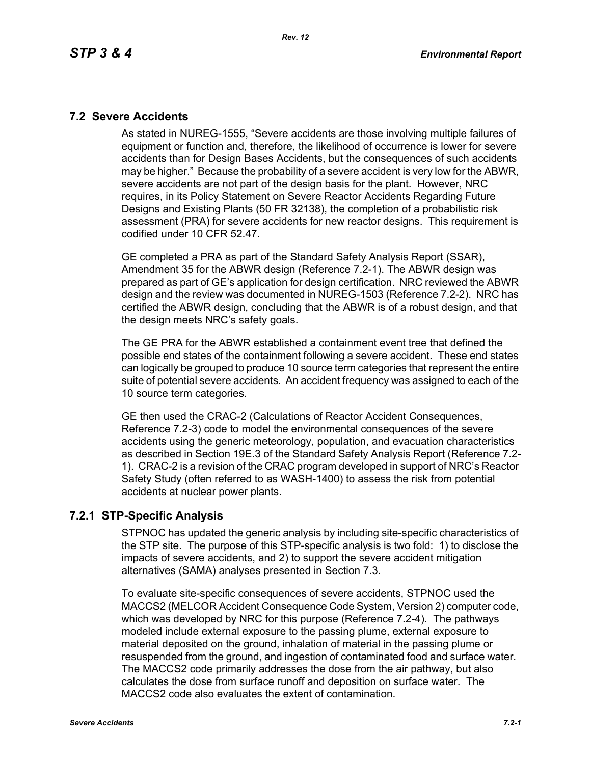## 7.2 Severe Accidents

As stated in NUREG-1555, "Severe accidents are those involving multiple failures of equipment or function and, therefore, the likelihood of occurrence is lower for severe accidents than for Design Bases Accidents, but the consequences of such accidents may be higher." Because the probability of a severe accident is very low for the ABWR, severe accidents are not part of the design basis for the plant. However, NRC requires, in its Policy Statement on Severe Reactor Accidents Regarding Future Designs and Existing Plants (50 FR 32138), the completion of a probabilistic risk assessment (PRA) for severe accidents for new reactor designs. This requirement is codified under 10 CFR 52.47.

GE completed a PRA as part of the Standard Safety Analysis Report (SSAR), Amendment 35 for the ABWR design (Reference 7.2-1). The ABWR design was prepared as part of GE's application for design certification. NRC reviewed the ABWR design and the review was documented in NUREG-1503 (Reference 7.2-2). NRC has certified the ABWR design, concluding that the ABWR is of a robust design, and that the design meets NRC's safety goals.

The GE PRA for the ABWR established a containment event tree that defined the possible end states of the containment following a severe accident. These end states can logically be grouped to produce 10 source term categories that represent the entire suite of potential severe accidents. An accident frequency was assigned to each of the 10 source term categories.

GE then used the CRAC-2 (Calculations of Reactor Accident Consequences, Reference 7.2-3) code to model the environmental consequences of the severe accidents using the generic meteorology, population, and evacuation characteristics as described in Section 19E.3 of the Standard Safety Analysis Report (Reference 7.2-1). CRAC-2 is a revision of the CRAC program developed in support of NRC's Reactor Safety Study (often referred to as WASH-1400) to assess the risk from potential accidents at nuclear power plants.

### 7.2.1 STP-Specific Analysis

STPNOC has updated the generic analysis by including site-specific characteristics of the STP site. The purpose of this STP-specific analysis is two fold: 1) to disclose the impacts of severe accidents, and 2) to support the severe accident mitigation alternatives (SAMA) analyses presented in Section 7.3.

To evaluate site-specific consequences of severe accidents, STPNOC used the MACCS2 (MELCOR Accident Consequence Code System, Version 2) computer code, which was developed by NRC for this purpose (Reference 7.2-4). The pathways modeled include external exposure to the passing plume, external exposure to material deposited on the ground, inhalation of material in the passing plume or resuspended from the ground, and ingestion of contaminated food and surface water. The MACCS2 code primarily addresses the dose from the air pathway, but also calculates the dose from surface runoff and deposition on surface water. The MACCS2 code also evaluates the extent of contamination.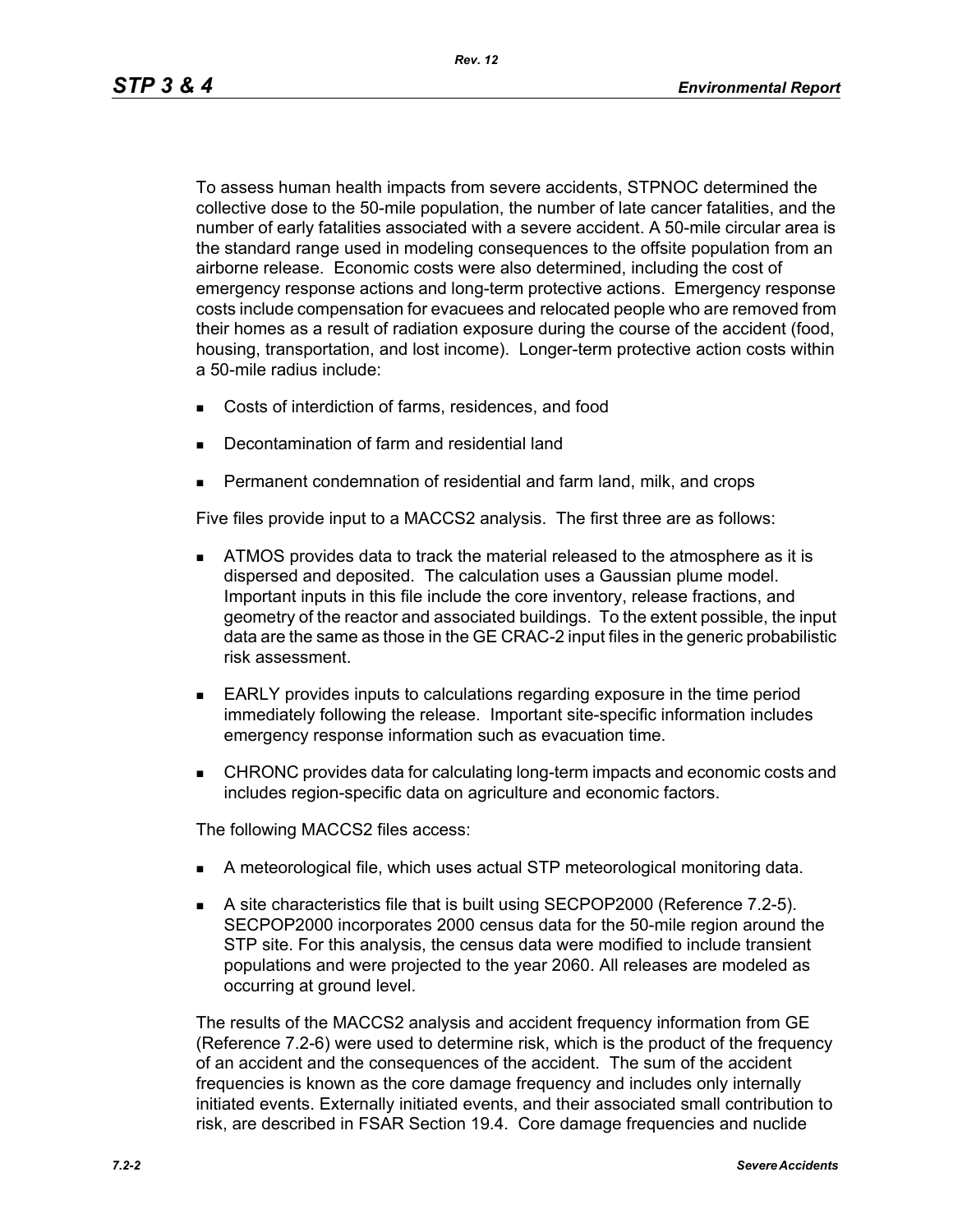To assess human health impacts from severe accidents, STPNOC determined the collective dose to the 50-mile population, the number of late cancer fatalities, and the number of early fatalities associated with a severe accident. A 50-mile circular area is the standard range used in modeling consequences to the offsite population from an airborne release. Economic costs were also determined, including the cost of emergency response actions and long-term protective actions. Emergency response costs include compensation for evacuees and relocated people who are removed from their homes as a result of radiation exposure during the course of the accident (food, housing, transportation, and lost income). Longer-term protective action costs within a 50-mile radius include:

- Costs of interdiction of farms, residences, and food
- Decontamination of farm and residential land
- Permanent condemnation of residential and farm land, milk, and crops

Five files provide input to a MACCS2 analysis. The first three are as follows:

- ATMOS provides data to track the material released to the atmosphere as it is dispersed and deposited. The calculation uses a Gaussian plume model. Important inputs in this file include the core inventory, release fractions, and geometry of the reactor and associated buildings. To the extent possible, the input data are the same as those in the GE CRAC-2 input files in the generic probabilistic risk assessment.
- EARLY provides inputs to calculations regarding exposure in the time period immediately following the release. Important site-specific information includes emergency response information such as evacuation time.
- CHRONC provides data for calculating long-term impacts and economic costs and includes region-specific data on agriculture and economic factors.

The following MACCS2 files access:

- A meteorological file, which uses actual STP meteorological monitoring data.
- A site characteristics file that is built using SECPOP2000 (Reference 7.2-5). SECPOP2000 incorporates 2000 census data for the 50-mile region around the STP site. For this analysis, the census data were modified to include transient populations and were projected to the year 2060. All releases are modeled as occurring at ground level.

The results of the MACCS2 analysis and accident frequency information from GE (Reference 7.2-6) were used to determine risk, which is the product of the frequency of an accident and the consequences of the accident. The sum of the accident frequencies is known as the core damage frequency and includes only internally initiated events. Externally initiated events, and their associated small contribution to risk, are described in FSAR Section 19.4. Core damage frequencies and nuclide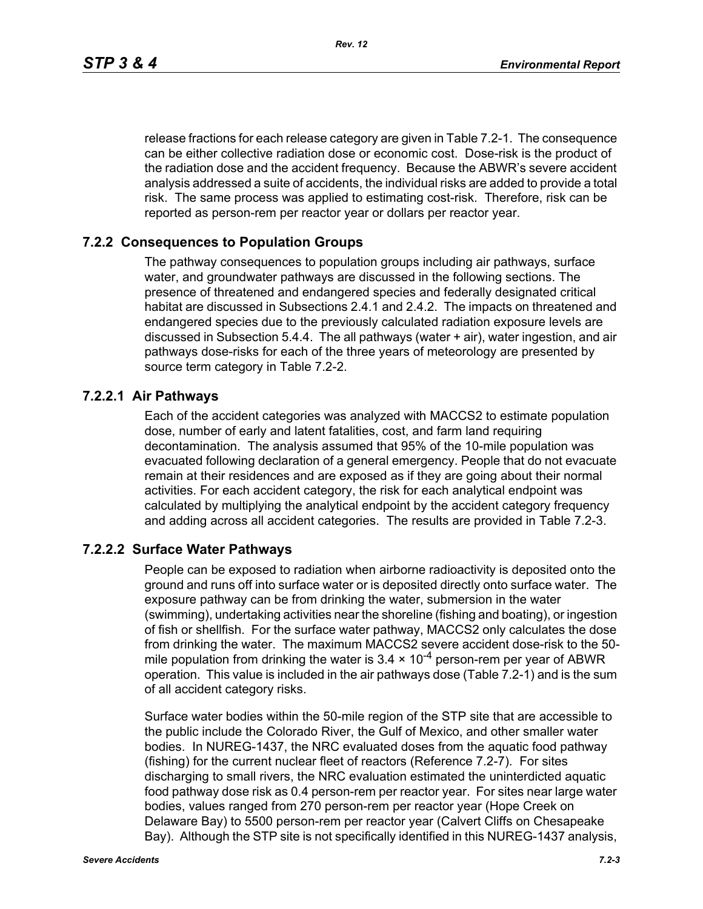release fractions for each release category are given in Table 7.2-1. The consequence can be either collective radiation dose or economic cost. Dose-risk is the product of the radiation dose and the accident frequency. Because the ABWR's severe accident analysis addressed a suite of accidents, the individual risks are added to provide a total risk. The same process was applied to estimating cost-risk. Therefore, risk can be reported as person-rem per reactor year or dollars per reactor year.

## 7.2.2 Consequences to Population Groups

The pathway consequences to population groups including air pathways, surface water, and groundwater pathways are discussed in the following sections. The presence of threatened and endangered species and federally designated critical habitat are discussed in Subsections 2.4.1 and 2.4.2. The impacts on threatened and endangered species due to the previously calculated radiation exposure levels are discussed in Subsection 5.4.4. The all pathways (water + air), water ingestion, and air pathways dose-risks for each of the three years of meteorology are presented by source term category in Table 7.2-2.

### 7.2.2.1 Air Pathways

Each of the accident categories was analyzed with MACCS2 to estimate population dose, number of early and latent fatalities, cost, and farm land requiring decontamination. The analysis assumed that 95% of the 10-mile population was evacuated following declaration of a general emergency. People that do not evacuate remain at their residences and are exposed as if they are going about their normal activities. For each accident category, the risk for each analytical endpoint was calculated by multiplying the analytical endpoint by the accident category frequency and adding across all accident categories. The results are provided in Table 7.2-3.

### 7.2.2.2 Surface Water Pathways

People can be exposed to radiation when airborne radioactivity is deposited onto the ground and runs off into surface water or is deposited directly onto surface water. The exposure pathway can be from drinking the water, submersion in the water (swimming), undertaking activities near the shoreline (fishing and boating), or ingestion of fish or shellfish. For the surface water pathway, MACCS2 only calculates the dose from drinking the water. The maximum MACCS2 severe accident dose-risk to the 50-mile population from drinking the water is $3.4 \times 10^{-4}$ person-rem per year of ABWR operation. This value is included in the air pathways dose (Table 7.2-1) and is the sum of all accident category risks.

Surface water bodies within the 50-mile region of the STP site that are accessible to the public include the Colorado River, the Gulf of Mexico, and other smaller water bodies. In NUREG-1437, the NRC evaluated doses from the aquatic food pathway (fishing) for the current nuclear fleet of reactors (Reference 7.2-7). For sites discharging to small rivers, the NRC evaluation estimated the uninterdicted aquatic food pathway dose risk as 0.4 person-rem per reactor year. For sites near large water bodies, values ranged from 270 person-rem per reactor year (Hope Creek on Delaware Bay) to 5500 person-rem per reactor year (Calvert Cliffs on Chesapeake Bay). Although the STP site is not specifically identified in this NUREG-1437 analysis,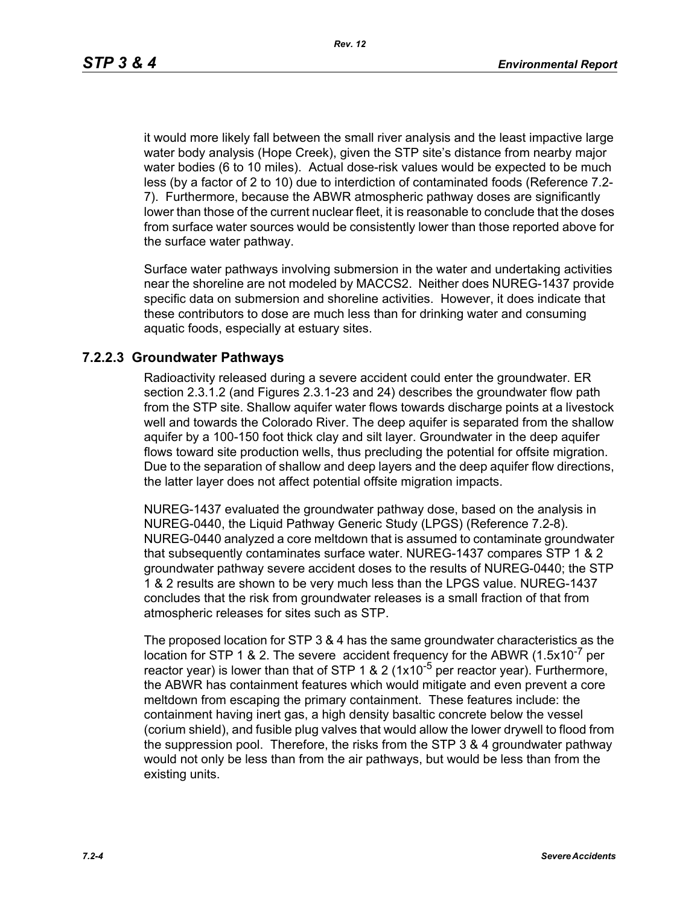it would more likely fall between the small river analysis and the least impactive large water body analysis (Hope Creek), given the STP site's distance from nearby major water bodies (6 to 10 miles). Actual dose-risk values would be expected to be much less (by a factor of 2 to 10) due to interdiction of contaminated foods (Reference 7.2-7). Furthermore, because the ABWR atmospheric pathway doses are significantly lower than those of the current nuclear fleet, it is reasonable to conclude that the doses from surface water sources would be consistently lower than those reported above for the surface water pathway.

Surface water pathways involving submersion in the water and undertaking activities near the shoreline are not modeled by MACCS2. Neither does NUREG-1437 provide specific data on submersion and shoreline activities. However, it does indicate that these contributors to dose are much less than for drinking water and consuming aquatic foods, especially at estuary sites.

### 7.2.2.3 Groundwater Pathways

Radioactivity released during a severe accident could enter the groundwater. ER section 2.3.1.2 (and Figures 2.3.1-23 and 24) describes the groundwater flow path from the STP site. Shallow aquifer water flows towards discharge points at a livestock well and towards the Colorado River. The deep aquifer is separated from the shallow aquifer by a 100-150 foot thick clay and silt layer. Groundwater in the deep aquifer flows toward site production wells, thus precluding the potential for offsite migration. Due to the separation of shallow and deep layers and the deep aquifer flow directions, the latter layer does not affect potential offsite migration impacts.

NUREG-1437 evaluated the groundwater pathway dose, based on the analysis in NUREG-0440, the Liquid Pathway Generic Study (LPGS) (Reference 7.2-8). NUREG-0440 analyzed a core meltdown that is assumed to contaminate groundwater that subsequently contaminates surface water. NUREG-1437 compares STP 1 & 2 groundwater pathway severe accident doses to the results of NUREG-0440; the STP 1 & 2 results are shown to be very much less than the LPGS value. NUREG-1437 concludes that the risk from groundwater releases is a small fraction of that from atmospheric releases for sites such as STP.

The proposed location for STP 3 & 4 has the same groundwater characteristics as the location for STP 1 & 2. The severe accident frequency for the ABWR ($1.5 \times 10^{-7}$ per reactor year) is lower than that of STP 1 & 2 ($1 \times 10^{-5}$ per reactor year). Furthermore, the ABWR has containment features which would mitigate and even prevent a core meltdown from escaping the primary containment. These features include: the containment having inert gas, a high density basaltic concrete below the vessel (corium shield), and fusible plug valves that would allow the lower drywell to flood from the suppression pool. Therefore, the risks from the STP 3 & 4 groundwater pathway would not only be less than from the air pathways, but would be less than from the existing units.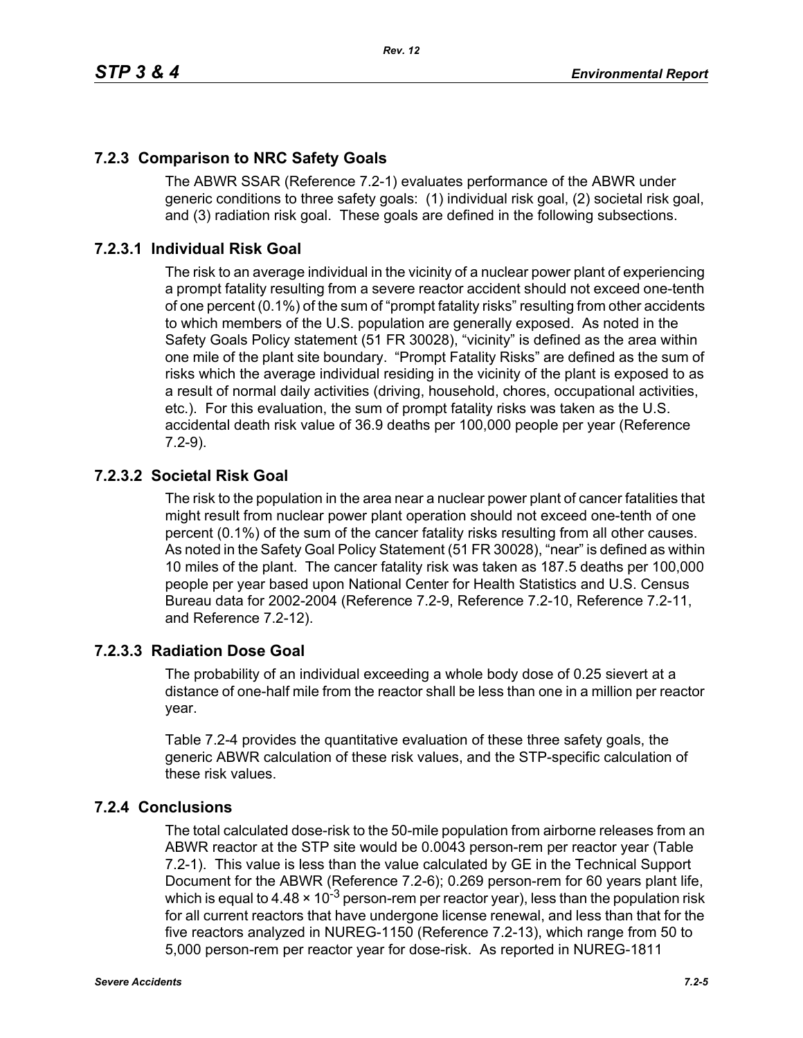### 7.2.3 Comparison to NRC Safety Goals

The ABWR SSAR (Reference 7.2-1) evaluates performance of the ABWR under generic conditions to three safety goals: (1) individual risk goal, (2) societal risk goal, and (3) radiation risk goal. These goals are defined in the following subsections.

#### 7.2.3.1 Individual Risk Goal

The risk to an average individual in the vicinity of a nuclear power plant of experiencing a prompt fatality resulting from a severe reactor accident should not exceed one-tenth of one percent (0.1%) of the sum of "prompt fatality risks" resulting from other accidents to which members of the U.S. population are generally exposed. As noted in the Safety Goals Policy statement (51 FR 30028), "vicinity" is defined as the area within one mile of the plant site boundary. "Prompt Fatality Risks" are defined as the sum of risks which the average individual residing in the vicinity of the plant is exposed to as a result of normal daily activities (driving, household, chores, occupational activities, etc.). For this evaluation, the sum of prompt fatality risks was taken as the U.S. accidental death risk value of 36.9 deaths per 100,000 people per year (Reference 7.2-9).

#### 7.2.3.2 Societal Risk Goal

The risk to the population in the area near a nuclear power plant of cancer fatalities that might result from nuclear power plant operation should not exceed one-tenth of one percent (0.1%) of the sum of the cancer fatality risks resulting from all other causes. As noted in the Safety Goal Policy Statement (51 FR 30028), "near" is defined as within 10 miles of the plant. The cancer fatality risk was taken as 187.5 deaths per 100,000 people per year based upon National Center for Health Statistics and U.S. Census Bureau data for 2002-2004 (Reference 7.2-9, Reference 7.2-10, Reference 7.2-11, and Reference 7.2-12).

#### 7.2.3.3 Radiation Dose Goal

The probability of an individual exceeding a whole body dose of 0.25 sievert at a distance of one-half mile from the reactor shall be less than one in a million per reactor year.

Table 7.2-4 provides the quantitative evaluation of these three safety goals, the generic ABWR calculation of these risk values, and the STP-specific calculation of these risk values.

### 7.2.4 Conclusions

The total calculated dose-risk to the 50-mile population from airborne releases from an ABWR reactor at the STP site would be 0.0043 person-rem per reactor year (Table 7.2-1). This value is less than the value calculated by GE in the Technical Support Document for the ABWR (Reference 7.2-6); 0.269 person-rem for 60 years plant life, which is equal to $4.48 \times 10^{-3}$ person-rem per reactor year), less than the population risk for all current reactors that have undergone license renewal, and less than that for the five reactors analyzed in NUREG-1150 (Reference 7.2-13), which range from 50 to 5,000 person-rem per reactor year for dose-risk. As reported in NUREG-1811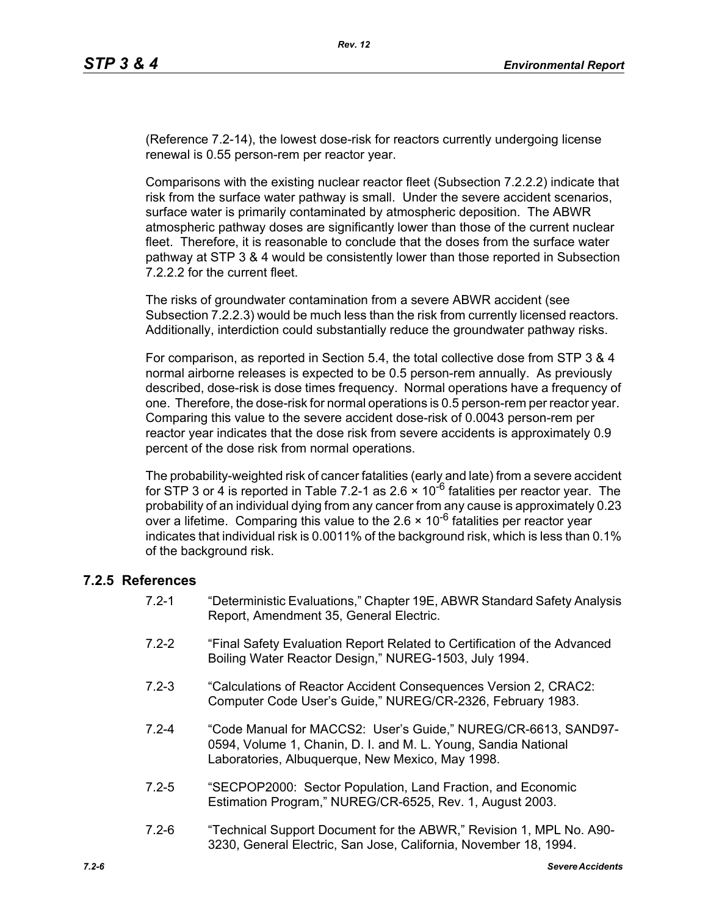(Reference 7.2-14), the lowest dose-risk for reactors currently undergoing license renewal is 0.55 person-rem per reactor year.

Comparisons with the existing nuclear reactor fleet (Subsection 7.2.2.2) indicate that risk from the surface water pathway is small. Under the severe accident scenarios, surface water is primarily contaminated by atmospheric deposition. The ABWR atmospheric pathway doses are significantly lower than those of the current nuclear fleet. Therefore, it is reasonable to conclude that the doses from the surface water pathway at STP 3 & 4 would be consistently lower than those reported in Subsection 7.2.2.2 for the current fleet.

The risks of groundwater contamination from a severe ABWR accident (see Subsection 7.2.2.3) would be much less than the risk from currently licensed reactors. Additionally, interdiction could substantially reduce the groundwater pathway risks.

For comparison, as reported in Section 5.4, the total collective dose from STP 3 & 4 normal airborne releases is expected to be 0.5 person-rem annually. As previously described, dose-risk is dose times frequency. Normal operations have a frequency of one. Therefore, the dose-risk for normal operations is 0.5 person-rem per reactor year. Comparing this value to the severe accident dose-risk of 0.0043 person-rem per reactor year indicates that the dose risk from severe accidents is approximately 0.9 percent of the dose risk from normal operations.

The probability-weighted risk of cancer fatalities (early and late) from a severe accident for STP 3 or 4 is reported in Table 7.2-1 as $2.6 \times 10^{-6}$ fatalities per reactor year. The probability of an individual dying from any cancer from any cause is approximately 0.23 over a lifetime. Comparing this value to the $2.6 \times 10^{-6}$ fatalities per reactor year indicates that individual risk is 0.0011% of the background risk, which is less than 0.1% of the background risk.

## 7.2.5 References

7.2-1 "Deterministic Evaluations," Chapter 19E, ABWR Standard Safety Analysis Report, Amendment 35, General Electric.

7.2-2 "Final Safety Evaluation Report Related to Certification of the Advanced Boiling Water Reactor Design," NUREG-1503, July 1994.

7.2-3 "Calculations of Reactor Accident Consequences Version 2, CRAC2: Computer Code User's Guide," NUREG/CR-2326, February 1983.

7.2-4 "Code Manual for MACCS2: User's Guide," NUREG/CR-6613, SAND97-0594, Volume 1, Chanin, D. I. and M. L. Young, Sandia National Laboratories, Albuquerque, New Mexico, May 1998.

7.2-5 "SECPOP2000: Sector Population, Land Fraction, and Economic Estimation Program," NUREG/CR-6525, Rev. 1, August 2003.

7.2-6 "Technical Support Document for the ABWR," Revision 1, MPL No. A90-3230, General Electric, San Jose, California, November 18, 1994.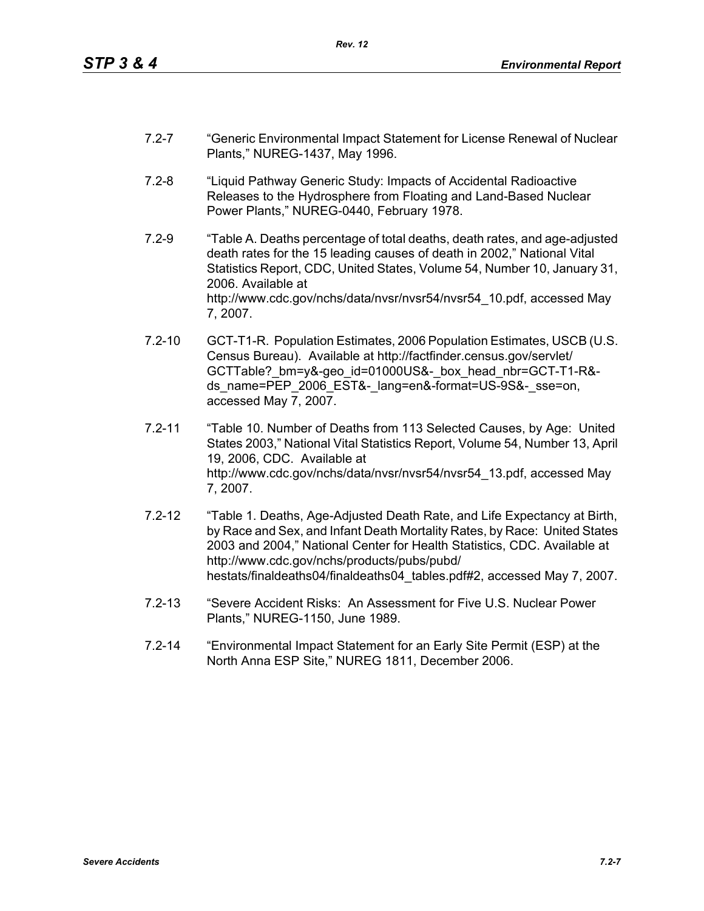7.2-7 "Generic Environmental Impact Statement for License Renewal of Nuclear Plants," NUREG-1437, May 1996.

7.2-8 "Liquid Pathway Generic Study: Impacts of Accidental Radioactive Releases to the Hydrosphere from Floating and Land-Based Nuclear Power Plants," NUREG-0440, February 1978.

7.2-9 "Table A. Deaths percentage of total deaths, death rates, and age-adjusted death rates for the 15 leading causes of death in 2002," National Vital Statistics Report, CDC, United States, Volume 54, Number 10, January 31, 2006. Available at http://www.cdc.gov/nchs/data/nvsr/nvsr54/nvsr54_10.pdf, accessed May 7, 2007.

7.2-10 GCT-T1-R. Population Estimates, 2006 Population Estimates, USCB (U.S. Census Bureau). Available at http://factfinder.census.gov/servlet/GCTTable?_bm=y&-geo_id=01000US&-_box_head_nbr=GCT-T1-R&-ds_name=PEP_2006_EST&-_lang=en&-format=US-9S&-_sse=on, accessed May 7, 2007.

7.2-11 "Table 10. Number of Deaths from 113 Selected Causes, by Age: United States 2003," National Vital Statistics Report, Volume 54, Number 13, April 19, 2006, CDC. Available at http://www.cdc.gov/nchs/data/nvsr/nvsr54/nvsr54_13.pdf, accessed May 7, 2007.

7.2-12 "Table 1. Deaths, Age-Adjusted Death Rate, and Life Expectancy at Birth, by Race and Sex, and Infant Death Mortality Rates, by Race: United States 2003 and 2004," National Center for Health Statistics, CDC. Available at http://www.cdc.gov/nchs/products/pubs/pubd/hestats/finaldeaths04/finaldeaths04_tables.pdf#2, accessed May 7, 2007.

7.2-13 "Severe Accident Risks: An Assessment for Five U.S. Nuclear Power Plants," NUREG-1150, June 1989.

7.2-14 "Environmental Impact Statement for an Early Site Permit (ESP) at the North Anna ESP Site," NUREG 1811, December 2006.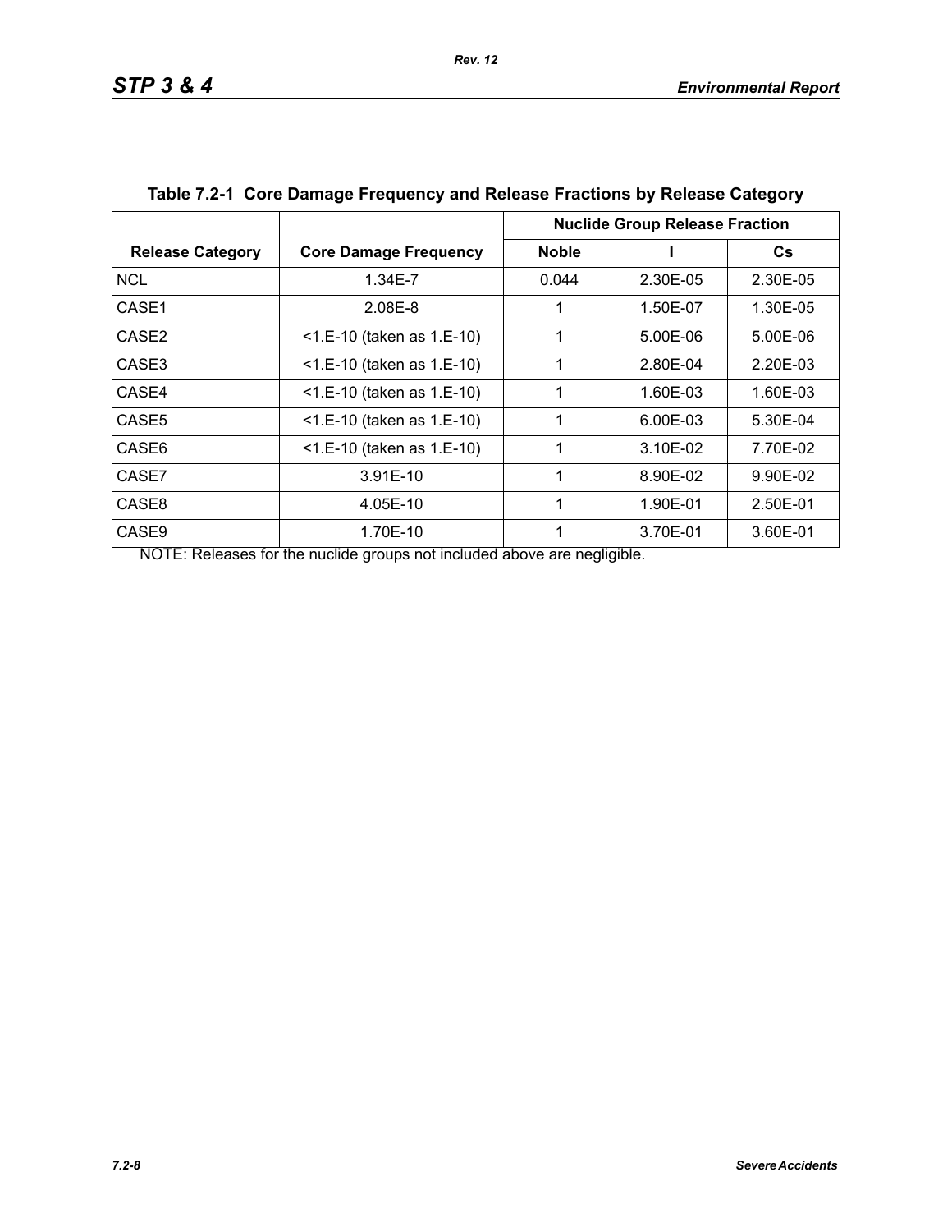**Table 7.2-1 Core Damage Frequency and Release Fractions by Release Category**

| Release Category | Core Damage Frequency | Nuclide Group Release Fraction | | |
|---|---|---|---|---|
| | | Noble | I | Cs |
| NCL | 1.34E-7 | 0.044 | 2.30E-05 | 2.30E-05 |
| CASE1 | 2.08E-8 | 1 | 1.50E-07 | 1.30E-05 |
| CASE2 | <1.E-10 (taken as 1.E-10) | 1 | 5.00E-06 | 5.00E-06 |
| CASE3 | <1.E-10 (taken as 1.E-10) | 1 | 2.80E-04 | 2.20E-03 |
| CASE4 | <1.E-10 (taken as 1.E-10) | 1 | 1.60E-03 | 1.60E-03 |
| CASE5 | <1.E-10 (taken as 1.E-10) | 1 | 6.00E-03 | 5.30E-04 |
| CASE6 | <1.E-10 (taken as 1.E-10) | 1 | 3.10E-02 | 7.70E-02 |
| CASE7 | 3.91E-10 | 1 | 8.90E-02 | 9.90E-02 |
| CASE8 | 4.05E-10 | 1 | 1.90E-01 | 2.50E-01 |
| CASE9 | 1.70E-10 | 1 | 3.70E-01 | 3.60E-01 |

NOTE: Releases for the nuclide groups not included above are negligible.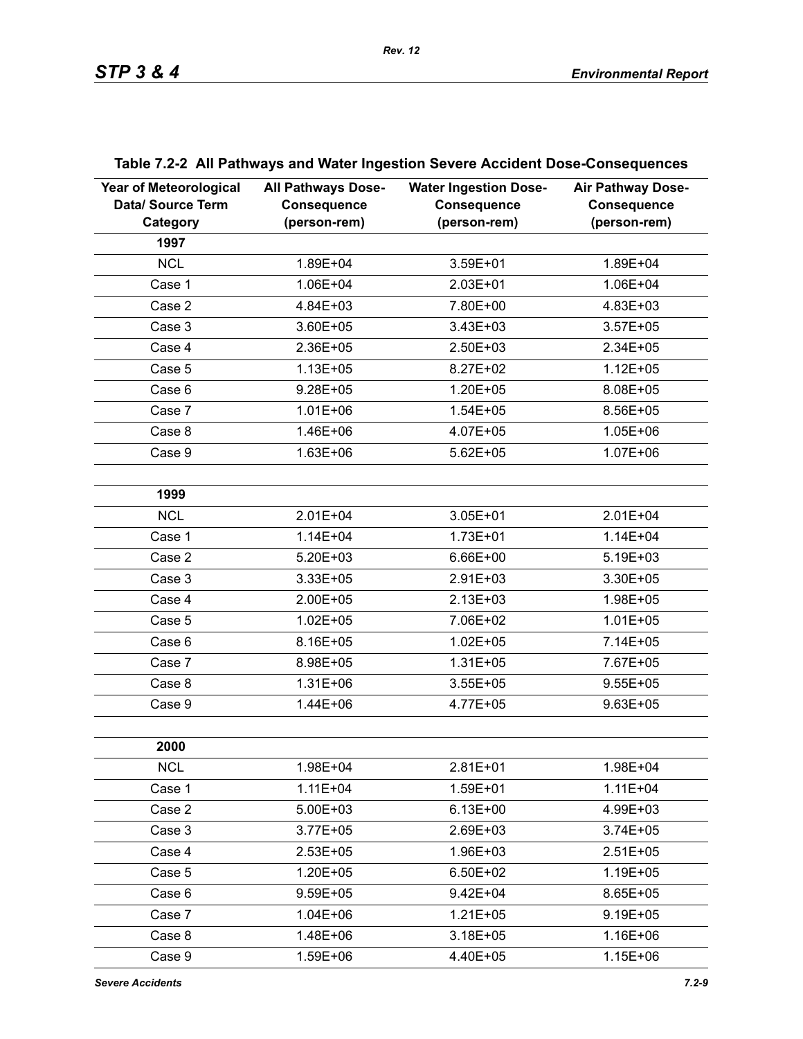**Table 7.2-2 All Pathways and Water Ingestion Severe Accident Dose-Consequences**

| Year of Meteorological Data/ Source Term Category | All Pathways Dose-Consequence (person-rem) | Water Ingestion Dose-Consequence (person-rem) | Air Pathway Dose-Consequence (person-rem) |
|---|---|---|---|
| **1997** | | | |
| NCL | 1.89E+04 | 3.59E+01 | 1.89E+04 |
| Case 1 | 1.06E+04 | 2.03E+01 | 1.06E+04 |
| Case 2 | 4.84E+03 | 7.80E+00 | 4.83E+03 |
| Case 3 | 3.60E+05 | 3.43E+03 | 3.57E+05 |
| Case 4 | 2.36E+05 | 2.50E+03 | 2.34E+05 |
| Case 5 | 1.13E+05 | 8.27E+02 | 1.12E+05 |
| Case 6 | 9.28E+05 | 1.20E+05 | 8.08E+05 |
| Case 7 | 1.01E+06 | 1.54E+05 | 8.56E+05 |
| Case 8 | 1.46E+06 | 4.07E+05 | 1.05E+06 |
| Case 9 | 1.63E+06 | 5.62E+05 | 1.07E+06 |
| | | | |
| **1999** | | | |
| NCL | 2.01E+04 | 3.05E+01 | 2.01E+04 |
| Case 1 | 1.14E+04 | 1.73E+01 | 1.14E+04 |
| Case 2 | 5.20E+03 | 6.66E+00 | 5.19E+03 |
| Case 3 | 3.33E+05 | 2.91E+03 | 3.30E+05 |
| Case 4 | 2.00E+05 | 2.13E+03 | 1.98E+05 |
| Case 5 | 1.02E+05 | 7.06E+02 | 1.01E+05 |
| Case 6 | 8.16E+05 | 1.02E+05 | 7.14E+05 |
| Case 7 | 8.98E+05 | 1.31E+05 | 7.67E+05 |
| Case 8 | 1.31E+06 | 3.55E+05 | 9.55E+05 |
| Case 9 | 1.44E+06 | 4.77E+05 | 9.63E+05 |
| | | | |
| **2000** | | | |
| NCL | 1.98E+04 | 2.81E+01 | 1.98E+04 |
| Case 1 | 1.11E+04 | 1.59E+01 | 1.11E+04 |
| Case 2 | 5.00E+03 | 6.13E+00 | 4.99E+03 |
| Case 3 | 3.77E+05 | 2.69E+03 | 3.74E+05 |
| Case 4 | 2.53E+05 | 1.96E+03 | 2.51E+05 |
| Case 5 | 1.20E+05 | 6.50E+02 | 1.19E+05 |
| Case 6 | 9.59E+05 | 9.42E+04 | 8.65E+05 |
| Case 7 | 1.04E+06 | 1.21E+05 | 9.19E+05 |
| Case 8 | 1.48E+06 | 3.18E+05 | 1.16E+06 |
| Case 9 | 1.59E+06 | 4.40E+05 | 1.15E+06 |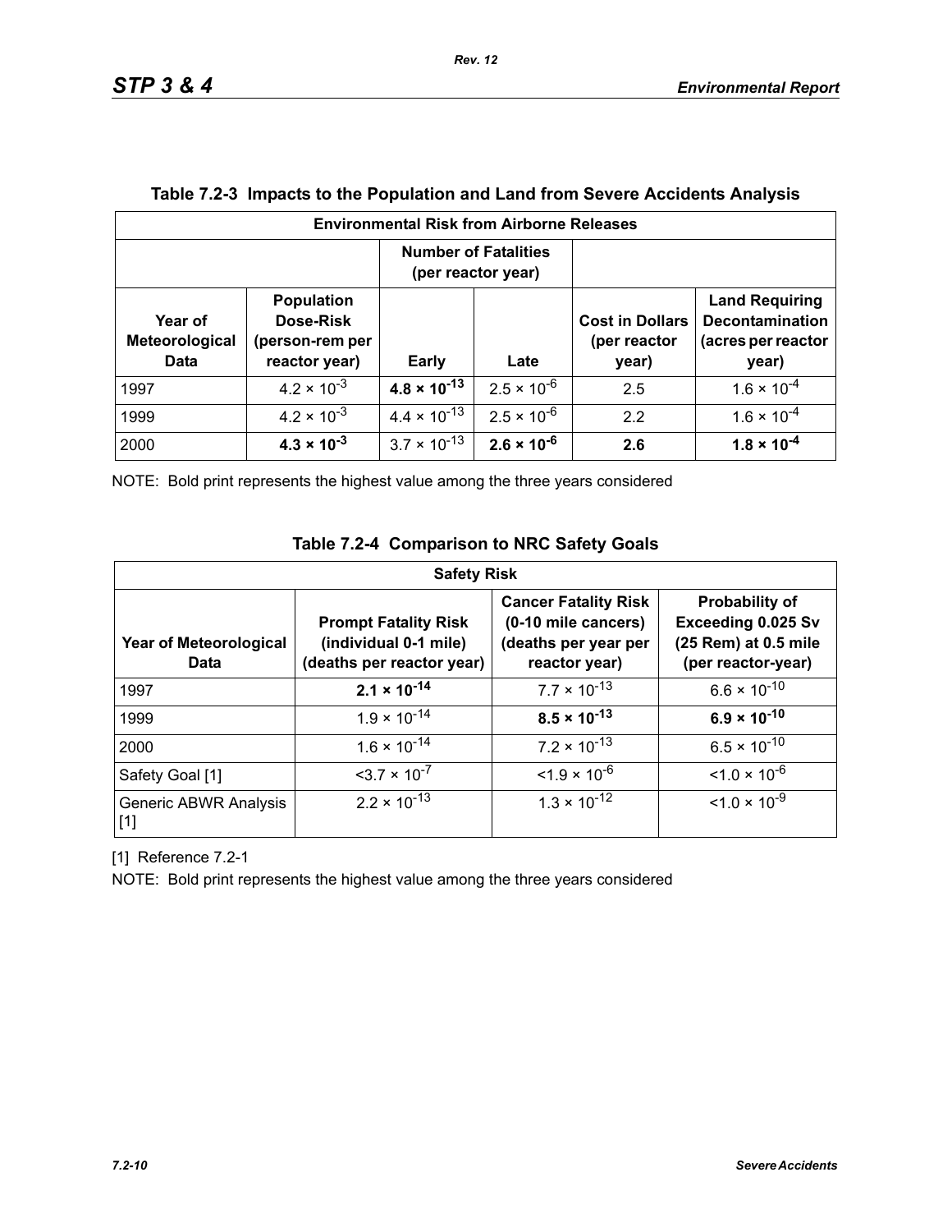**Table 7.2-3 Impacts to the Population and Land from Severe Accidents Analysis**

| Environmental Risk from Airborne Releases | | | | | |
|---|---|---|---|---|---|
| | | Number of Fatalities (per reactor year) | | | |
| Year of Meteorological Data | Population Dose-Risk (person-rem per reactor year) | Early | Late | Cost in Dollars (per reactor year) | Land Requiring Decontamination (acres per reactor year) |
| 1997 | $4.2 \times 10^{-3}$ | **$4.8 \times 10^{-13}$** | $2.5 \times 10^{-6}$ | 2.5 | $1.6 \times 10^{-4}$ |
| 1999 | $4.2 \times 10^{-3}$ | $4.4 \times 10^{-13}$ | $2.5 \times 10^{-6}$ | 2.2 | $1.6 \times 10^{-4}$ |
| 2000 | **$4.3 \times 10^{-3}$** | $3.7 \times 10^{-13}$ | **$2.6 \times 10^{-6}$** | **2.6** | **$1.8 \times 10^{-4}$** |

NOTE: Bold print represents the highest value among the three years considered

**Table 7.2-4 Comparison to NRC Safety Goals**

| Safety Risk | | | |
|---|---|---|---|
| Year of Meteorological Data | Prompt Fatality Risk (individual 0-1 mile) (deaths per reactor year) | Cancer Fatality Risk (0-10 mile cancers) (deaths per year per reactor year) | Probability of Exceeding 0.025 Sv (25 Rem) at 0.5 mile (per reactor-year) |
| 1997 | **$2.1 \times 10^{-14}$** | $7.7 \times 10^{-13}$ | $6.6 \times 10^{-10}$ |
| 1999 | $1.9 \times 10^{-14}$ | **$8.5 \times 10^{-13}$** | **$6.9 \times 10^{-10}$** |
| 2000 | $1.6 \times 10^{-14}$ | $7.2 \times 10^{-13}$ | $6.5 \times 10^{-10}$ |
| Safety Goal [1] | $<3.7 \times 10^{-7}$ | $<1.9 \times 10^{-6}$ | $<1.0 \times 10^{-6}$ |
| Generic ABWR Analysis [1] | $2.2 \times 10^{-13}$ | $1.3 \times 10^{-12}$ | $<1.0 \times 10^{-9}$ |

[1] Reference 7.2-1

NOTE: Bold print represents the highest value among the three years considered